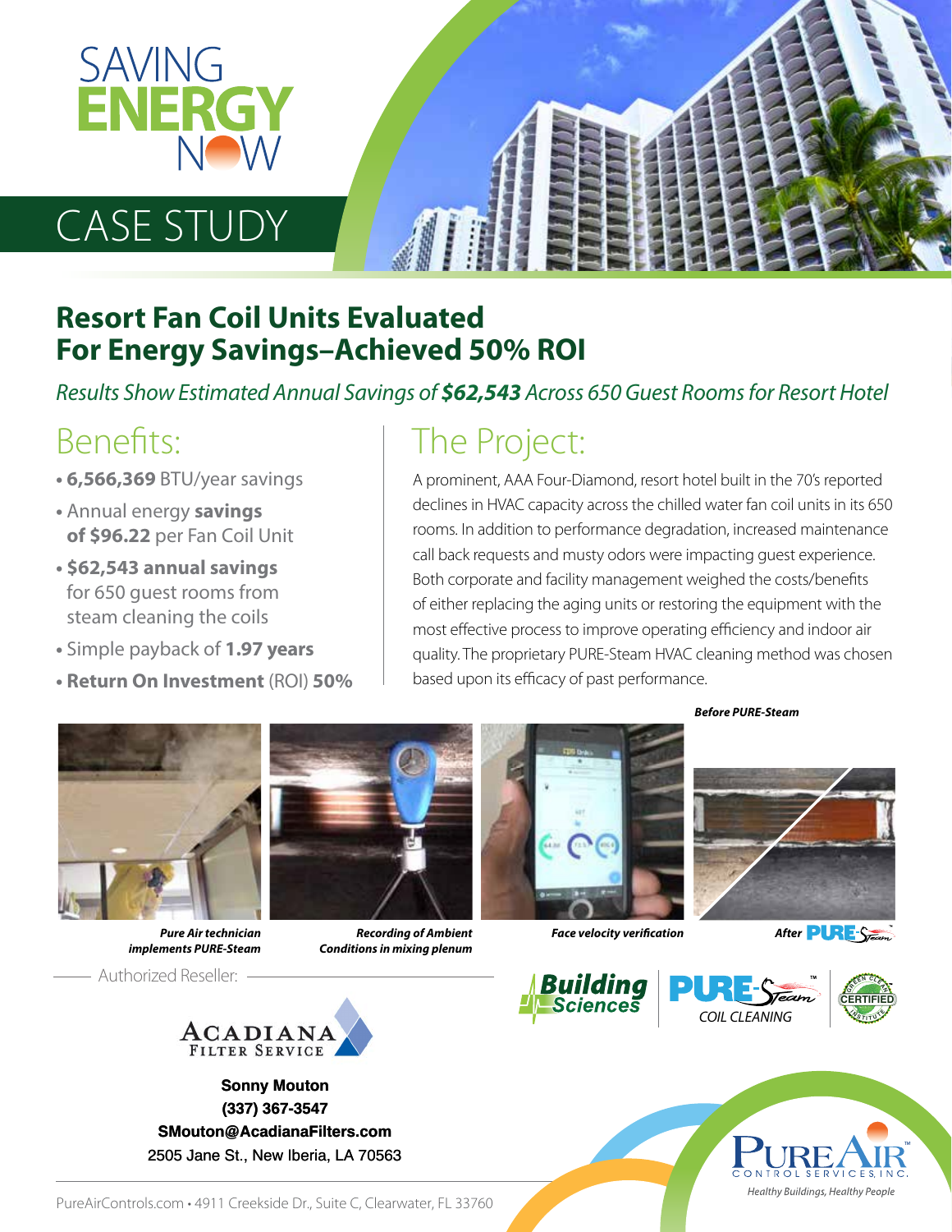# SAVING ENERGY NOW

## CASE STUDY

# Resort Fan Coil Units Evaluated For Energy Savings–Achieved 50% ROI

*Results Show Estimated Annual Savings of **$62,543** Across 650 Guest Rooms for Resort Hotel*

## Benefits:

- **6,566,369** BTU/year savings
- Annual energy **savings of $96.22** per Fan Coil Unit
- **$62,543 annual savings** for 650 guest rooms from steam cleaning the coils
- Simple payback of **1.97 years**
- **Return On Investment** (ROI) **50%**

## The Project:

A prominent, AAA Four-Diamond, resort hotel built in the 70's reported declines in HVAC capacity across the chilled water fan coil units in its 650 rooms. In addition to performance degradation, increased maintenance call back requests and musty odors were impacting guest experience. Both corporate and facility management weighed the costs/benefits of either replacing the aging units or restoring the equipment with the most effective process to improve operating efficiency and indoor air quality. The proprietary PURE-Steam HVAC cleaning method was chosen based upon its efficacy of past performance.

***Pure Air technician implements PURE-Steam***

***Recording of Ambient Conditions in mixing plenum***

***Face velocity verification***

***Before PURE-Steam***

***After PURE-Steam***

Authorized Reseller:

ACADIANA FILTER SERVICE

**Sonny Mouton**
**(337) 367-3547**
**SMouton@AcadianaFilters.com**
2505 Jane St., New Iberia, LA 70563

Building Sciences | PURE-Steam COIL CLEANING | Green Clean Certified Institute

PURE AIR CONTROL SERVICES, INC.
*Healthy Buildings, Healthy People*

PureAirControls.com • 4911 Creekside Dr., Suite C, Clearwater, FL 33760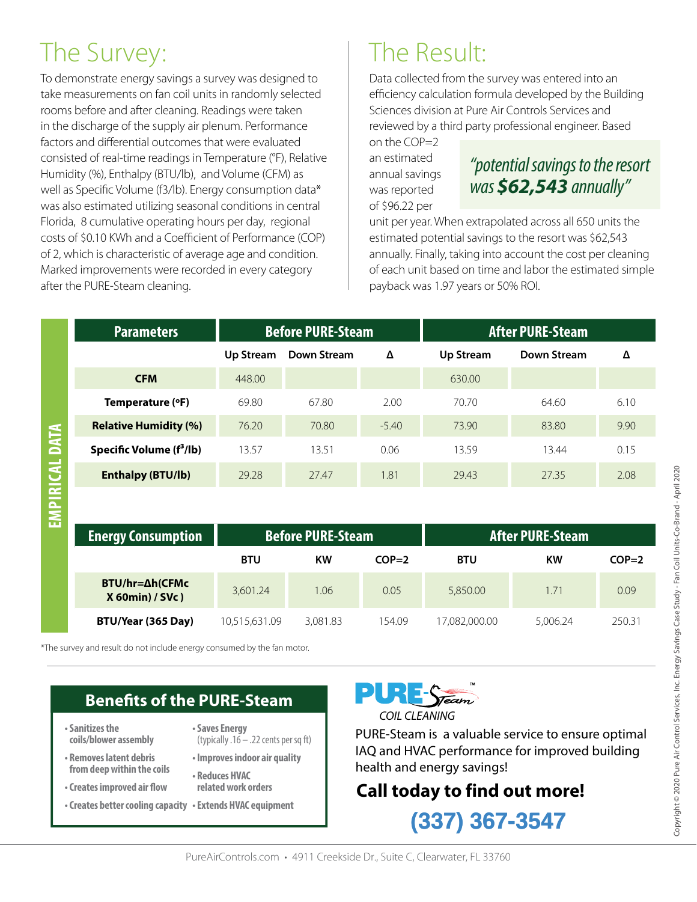## The Survey:

To demonstrate energy savings a survey was designed to take measurements on fan coil units in randomly selected rooms before and after cleaning. Readings were taken in the discharge of the supply air plenum. Performance factors and differential outcomes that were evaluated consisted of real-time readings in Temperature (°F), Relative Humidity (%), Enthalpy (BTU/lb), and Volume (CFM) as well as Specific Volume (f3/lb). Energy consumption data* was also estimated utilizing seasonal conditions in central Florida, 8 cumulative operating hours per day, regional costs of $0.10 KWh and a Coefficient of Performance (COP) of 2, which is characteristic of average age and condition. Marked improvements were recorded in every category after the PURE-Steam cleaning.

## The Result:

Data collected from the survey was entered into an efficiency calculation formula developed by the Building Sciences division at Pure Air Controls Services and reviewed by a third party professional engineer. Based on the COP=2 an estimated annual savings was reported of $96.22 per unit per year. When extrapolated across all 650 units the estimated potential savings to the resort was $62,543 annually. Finally, taking into account the cost per cleaning of each unit based on time and labor the estimated simple payback was 1.97 years or 50% ROI.

> *"potential savings to the resort was **$62,543** annually"*

## EMPIRICAL DATA

| Parameters | Before PURE-Steam | | | After PURE-Steam | | |
|---|---|---|---|---|---|---|
| | Up Stream | Down Stream | Δ | Up Stream | Down Stream | Δ |
| **CFM** | 448.00 | | | 630.00 | | |
| **Temperature (°F)** | 69.80 | 67.80 | 2.00 | 70.70 | 64.60 | 6.10 |
| **Relative Humidity (%)** | 76.20 | 70.80 | -5.40 | 73.90 | 83.80 | 9.90 |
| **Specific Volume ($f^3$/lb)** | 13.57 | 13.51 | 0.06 | 13.59 | 13.44 | 0.15 |
| **Enthalpy (BTU/lb)** | 29.28 | 27.47 | 1.81 | 29.43 | 27.35 | 2.08 |

| Energy Consumption | Before PURE-Steam | | | After PURE-Steam | | |
|---|---|---|---|---|---|---|
| | BTU | KW | COP=2 | BTU | KW | COP=2 |
| **BTU/hr=Δh(CFMc X 60min) / SVc )** | 3,601.24 | 1.06 | 0.05 | 5,850.00 | 1.71 | 0.09 |
| **BTU/Year (365 Day)** | 10,515,631.09 | 3,081.83 | 154.09 | 17,082,000.00 | 5,006.24 | 250.31 |

*The survey and result do not include energy consumed by the fan motor.

## Benefits of the PURE-Steam

- Sanitizes the coils/blower assembly
- Removes latent debris from deep within the coils
- Creates improved air flow
- Creates better cooling capacity
- Saves Energy (typically .16 – .22 cents per sq ft)
- Improves indoor air quality
- Reduces HVAC related work orders
- Extends HVAC equipment

PURE-Steam™ COIL CLEANING

PURE-Steam is a valuable service to ensure optimal IAQ and HVAC performance for improved building health and energy savings!

**Call today to find out more!**

**(337) 367-3547**

PureAirControls.com • 4911 Creekside Dr., Suite C, Clearwater, FL 33760

Copyright © 2020 Pure Air Control Services, Inc. Energy Savings Case Study - Fan Coil Units-Co-Brand - April 2020